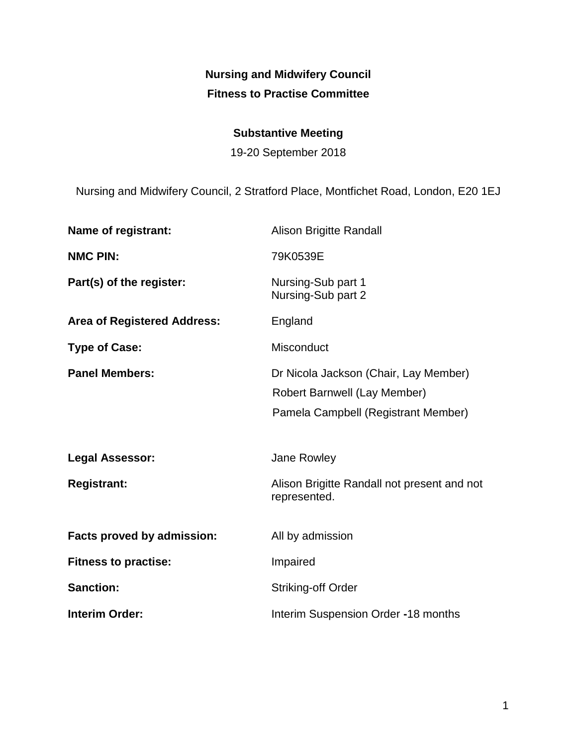**Nursing and Midwifery Council**

**Fitness to Practise Committee**

**Substantive Meeting**

19-20 September 2018

Nursing and Midwifery Council, 2 Stratford Place, Montfichet Road, London, E20 1EJ

| | |
|---|---|
| **Name of registrant:** | Alison Brigitte Randall |
| **NMC PIN:** | 79K0539E |
| **Part(s) of the register:** | Nursing-Sub part 1<br>Nursing-Sub part 2 |
| **Area of Registered Address:** | England |
| **Type of Case:** | Misconduct |
| **Panel Members:** | Dr Nicola Jackson (Chair, Lay Member)<br>Robert Barnwell (Lay Member)<br>Pamela Campbell (Registrant Member) |
| **Legal Assessor:** | Jane Rowley |
| **Registrant:** | Alison Brigitte Randall not present and not represented. |
| **Facts proved by admission:** | All by admission |
| **Fitness to practise:** | Impaired |
| **Sanction:** | Striking-off Order |
| **Interim Order:** | Interim Suspension Order **-**18 months |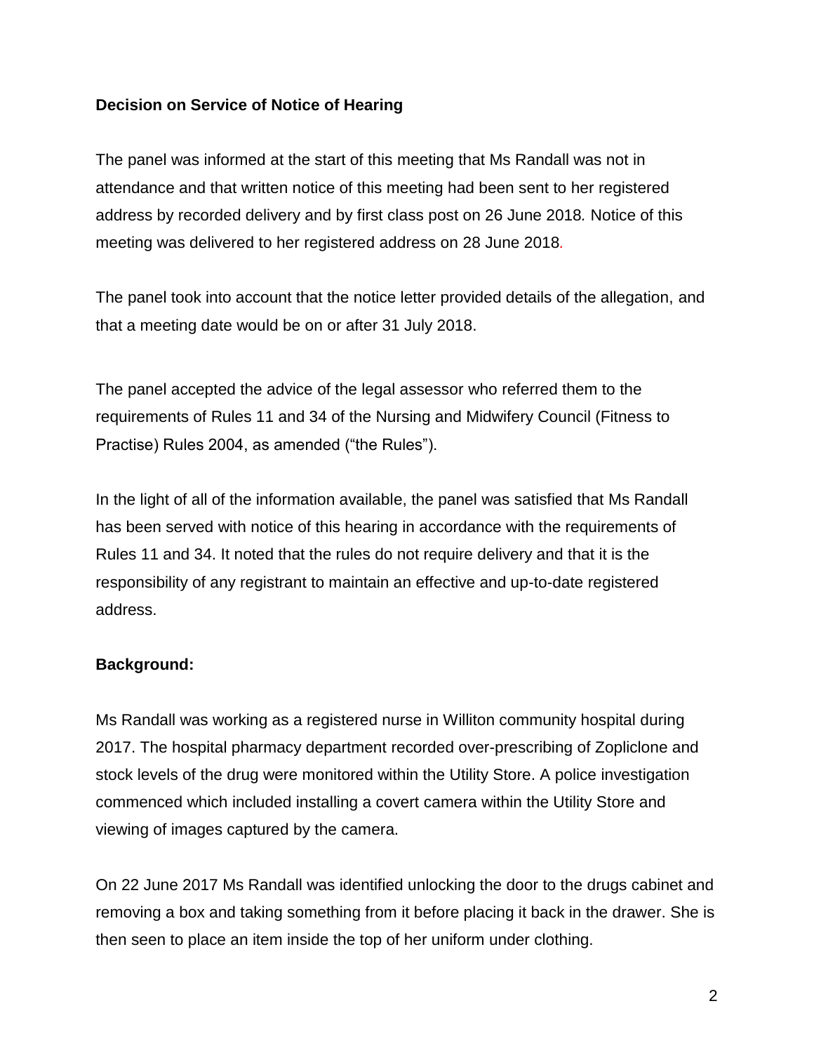**Decision on Service of Notice of Hearing**

The panel was informed at the start of this meeting that Ms Randall was not in attendance and that written notice of this meeting had been sent to her registered address by recorded delivery and by first class post on 26 June 2018. Notice of this meeting was delivered to her registered address on 28 June 2018.

The panel took into account that the notice letter provided details of the allegation, and that a meeting date would be on or after 31 July 2018.

The panel accepted the advice of the legal assessor who referred them to the requirements of Rules 11 and 34 of the Nursing and Midwifery Council (Fitness to Practise) Rules 2004, as amended ("the Rules").

In the light of all of the information available, the panel was satisfied that Ms Randall has been served with notice of this hearing in accordance with the requirements of Rules 11 and 34. It noted that the rules do not require delivery and that it is the responsibility of any registrant to maintain an effective and up-to-date registered address.

**Background:**

Ms Randall was working as a registered nurse in Williton community hospital during 2017. The hospital pharmacy department recorded over-prescribing of Zopliclone and stock levels of the drug were monitored within the Utility Store. A police investigation commenced which included installing a covert camera within the Utility Store and viewing of images captured by the camera.

On 22 June 2017 Ms Randall was identified unlocking the door to the drugs cabinet and removing a box and taking something from it before placing it back in the drawer. She is then seen to place an item inside the top of her uniform under clothing.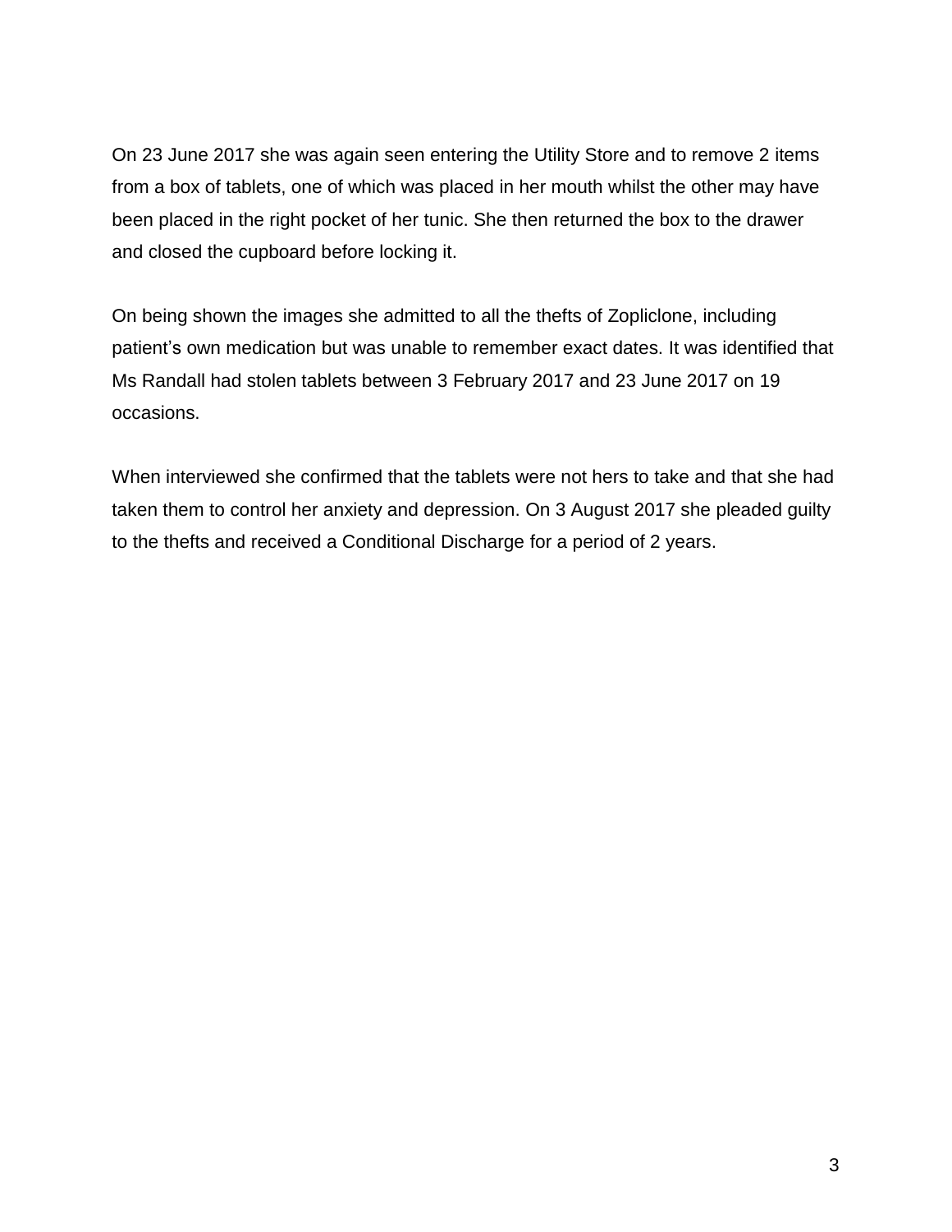On 23 June 2017 she was again seen entering the Utility Store and to remove 2 items from a box of tablets, one of which was placed in her mouth whilst the other may have been placed in the right pocket of her tunic. She then returned the box to the drawer and closed the cupboard before locking it.

On being shown the images she admitted to all the thefts of Zopliclone, including patient's own medication but was unable to remember exact dates. It was identified that Ms Randall had stolen tablets between 3 February 2017 and 23 June 2017 on 19 occasions.

When interviewed she confirmed that the tablets were not hers to take and that she had taken them to control her anxiety and depression. On 3 August 2017 she pleaded guilty to the thefts and received a Conditional Discharge for a period of 2 years.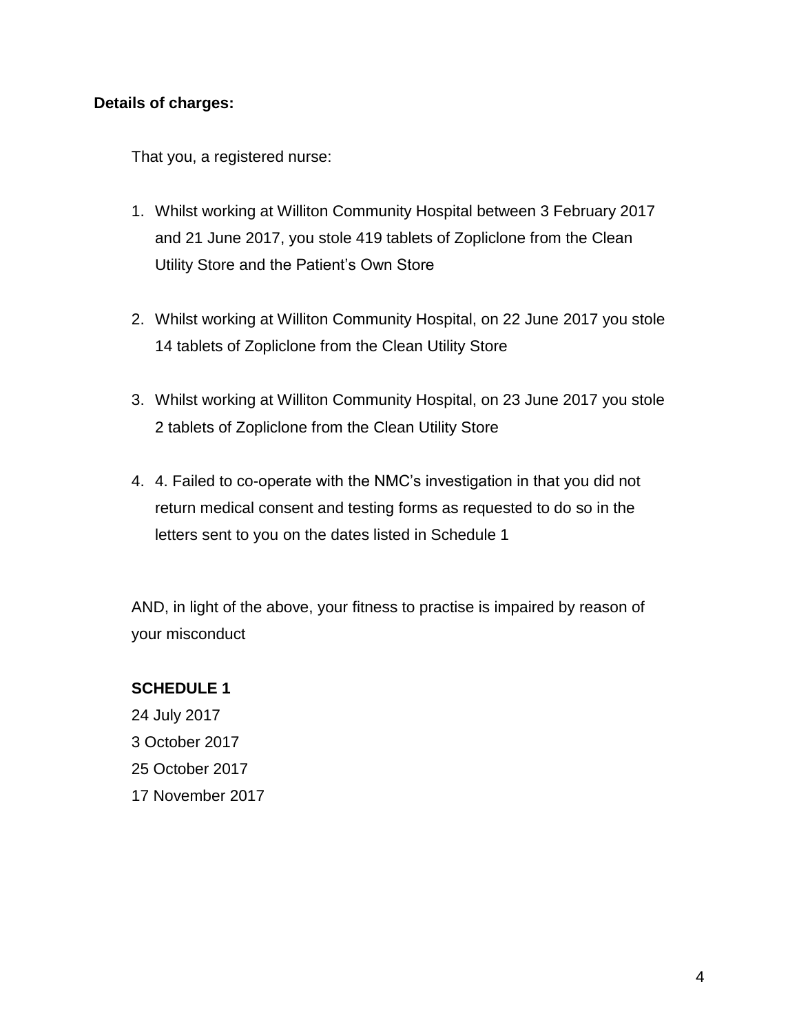**Details of charges:**

That you, a registered nurse:

1. Whilst working at Williton Community Hospital between 3 February 2017 and 21 June 2017, you stole 419 tablets of Zopliclone from the Clean Utility Store and the Patient's Own Store

2. Whilst working at Williton Community Hospital, on 22 June 2017 you stole 14 tablets of Zopliclone from the Clean Utility Store

3. Whilst working at Williton Community Hospital, on 23 June 2017 you stole 2 tablets of Zopliclone from the Clean Utility Store

4. 4. Failed to co-operate with the NMC's investigation in that you did not return medical consent and testing forms as requested to do so in the letters sent to you on the dates listed in Schedule 1

AND, in light of the above, your fitness to practise is impaired by reason of your misconduct

**SCHEDULE 1**

24 July 2017
3 October 2017
25 October 2017
17 November 2017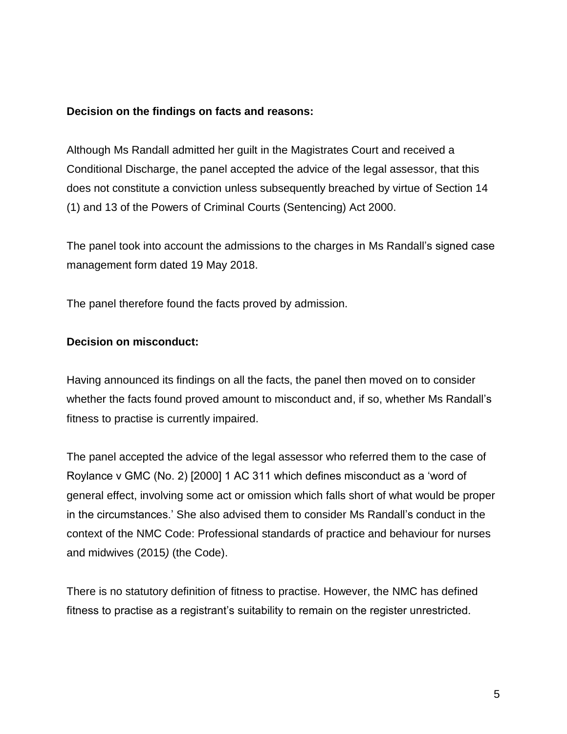**Decision on the findings on facts and reasons:**

Although Ms Randall admitted her guilt in the Magistrates Court and received a Conditional Discharge, the panel accepted the advice of the legal assessor, that this does not constitute a conviction unless subsequently breached by virtue of Section 14 (1) and 13 of the Powers of Criminal Courts (Sentencing) Act 2000.

The panel took into account the admissions to the charges in Ms Randall's signed case management form dated 19 May 2018.

The panel therefore found the facts proved by admission.

**Decision on misconduct:**

Having announced its findings on all the facts, the panel then moved on to consider whether the facts found proved amount to misconduct and, if so, whether Ms Randall's fitness to practise is currently impaired.

The panel accepted the advice of the legal assessor who referred them to the case of Roylance v GMC (No. 2) [2000] 1 AC 311 which defines misconduct as a 'word of general effect, involving some act or omission which falls short of what would be proper in the circumstances.' She also advised them to consider Ms Randall's conduct in the context of the NMC Code: Professional standards of practice and behaviour for nurses and midwives (2015*)* (the Code).

There is no statutory definition of fitness to practise. However, the NMC has defined fitness to practise as a registrant's suitability to remain on the register unrestricted.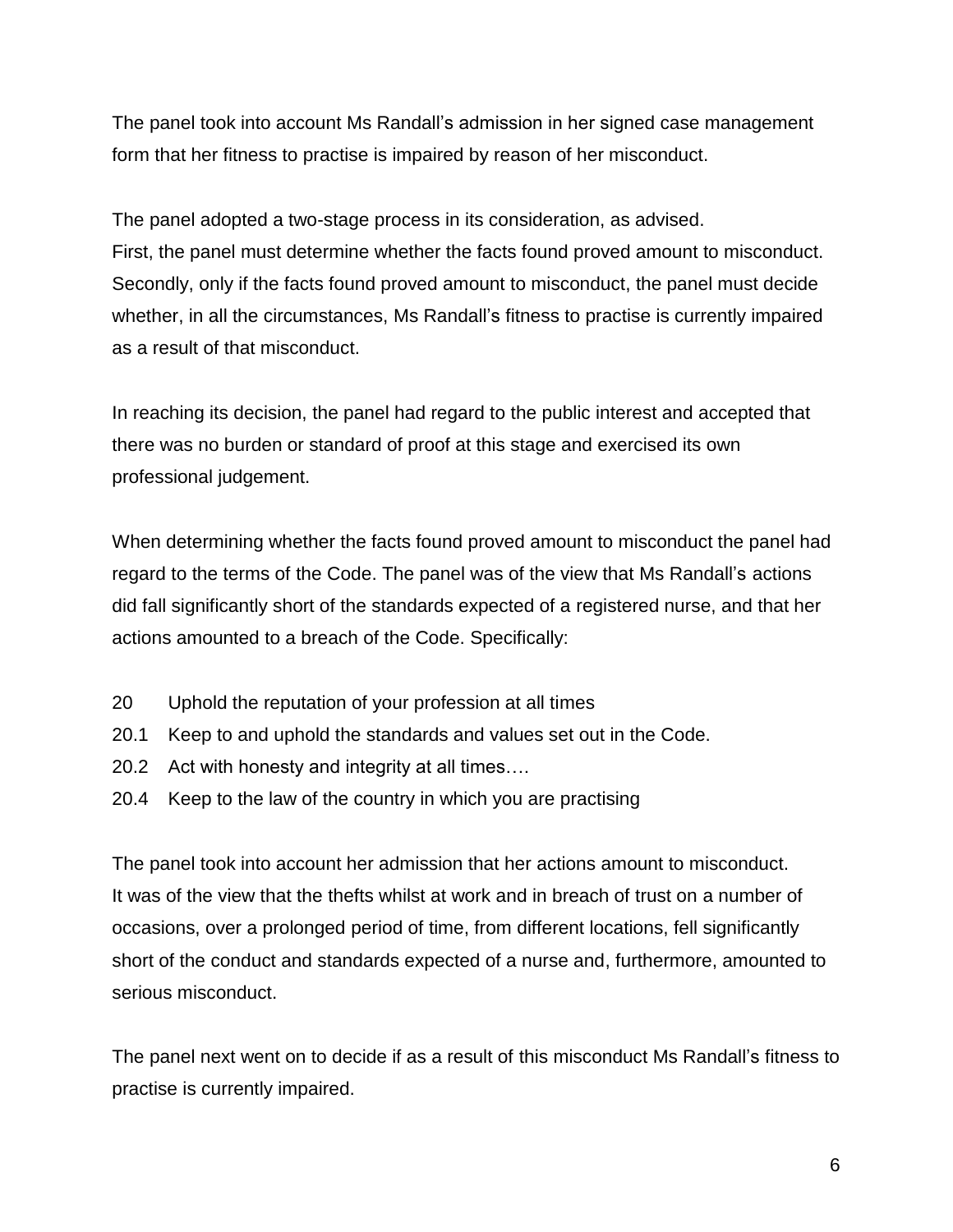The panel took into account Ms Randall's admission in her signed case management form that her fitness to practise is impaired by reason of her misconduct.

The panel adopted a two-stage process in its consideration, as advised.
First, the panel must determine whether the facts found proved amount to misconduct. Secondly, only if the facts found proved amount to misconduct, the panel must decide whether, in all the circumstances, Ms Randall's fitness to practise is currently impaired as a result of that misconduct.

In reaching its decision, the panel had regard to the public interest and accepted that there was no burden or standard of proof at this stage and exercised its own professional judgement.

When determining whether the facts found proved amount to misconduct the panel had regard to the terms of the Code. The panel was of the view that Ms Randall's actions did fall significantly short of the standards expected of a registered nurse, and that her actions amounted to a breach of the Code. Specifically:

20 Uphold the reputation of your profession at all times
20.1 Keep to and uphold the standards and values set out in the Code.
20.2 Act with honesty and integrity at all times….
20.4 Keep to the law of the country in which you are practising

The panel took into account her admission that her actions amount to misconduct.
It was of the view that the thefts whilst at work and in breach of trust on a number of occasions, over a prolonged period of time, from different locations, fell significantly short of the conduct and standards expected of a nurse and, furthermore, amounted to serious misconduct.

The panel next went on to decide if as a result of this misconduct Ms Randall's fitness to practise is currently impaired.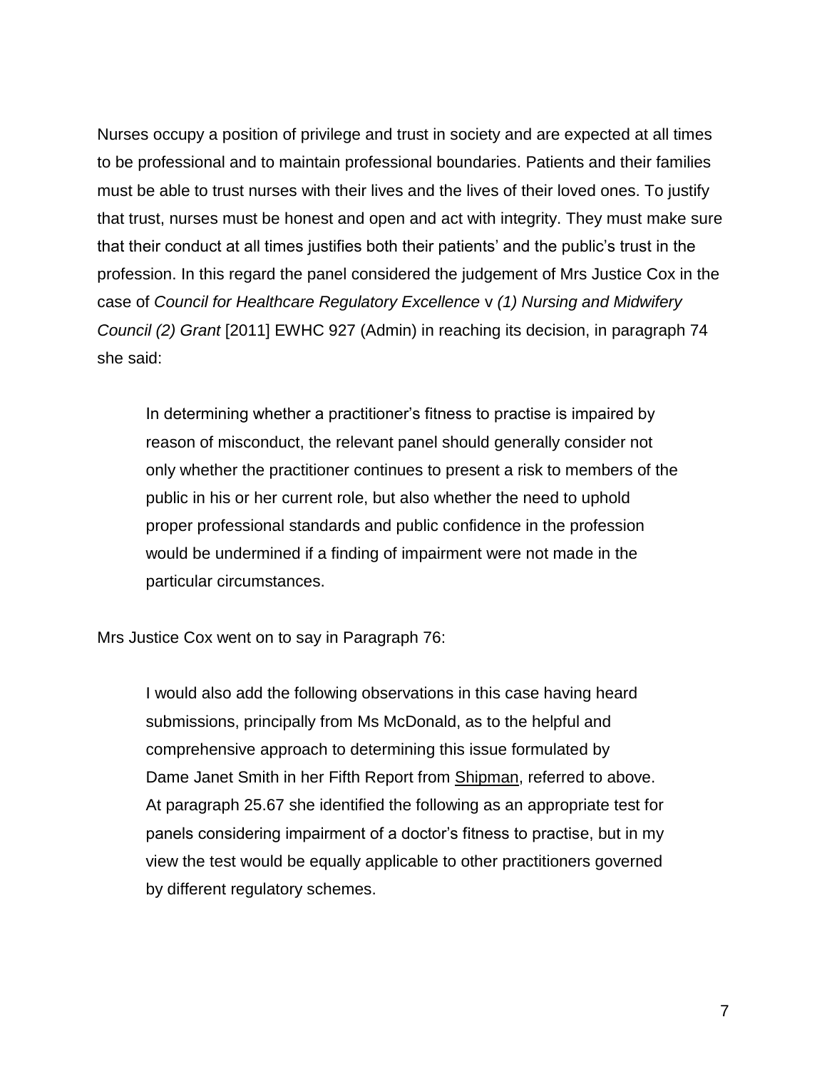Nurses occupy a position of privilege and trust in society and are expected at all times to be professional and to maintain professional boundaries. Patients and their families must be able to trust nurses with their lives and the lives of their loved ones. To justify that trust, nurses must be honest and open and act with integrity. They must make sure that their conduct at all times justifies both their patients' and the public's trust in the profession. In this regard the panel considered the judgement of Mrs Justice Cox in the case of *Council for Healthcare Regulatory Excellence* v *(1) Nursing and Midwifery Council (2) Grant* [2011] EWHC 927 (Admin) in reaching its decision, in paragraph 74 she said:

> In determining whether a practitioner's fitness to practise is impaired by reason of misconduct, the relevant panel should generally consider not only whether the practitioner continues to present a risk to members of the public in his or her current role, but also whether the need to uphold proper professional standards and public confidence in the profession would be undermined if a finding of impairment were not made in the particular circumstances.

Mrs Justice Cox went on to say in Paragraph 76:

> I would also add the following observations in this case having heard submissions, principally from Ms McDonald, as to the helpful and comprehensive approach to determining this issue formulated by Dame Janet Smith in her Fifth Report from Shipman, referred to above. At paragraph 25.67 she identified the following as an appropriate test for panels considering impairment of a doctor's fitness to practise, but in my view the test would be equally applicable to other practitioners governed by different regulatory schemes.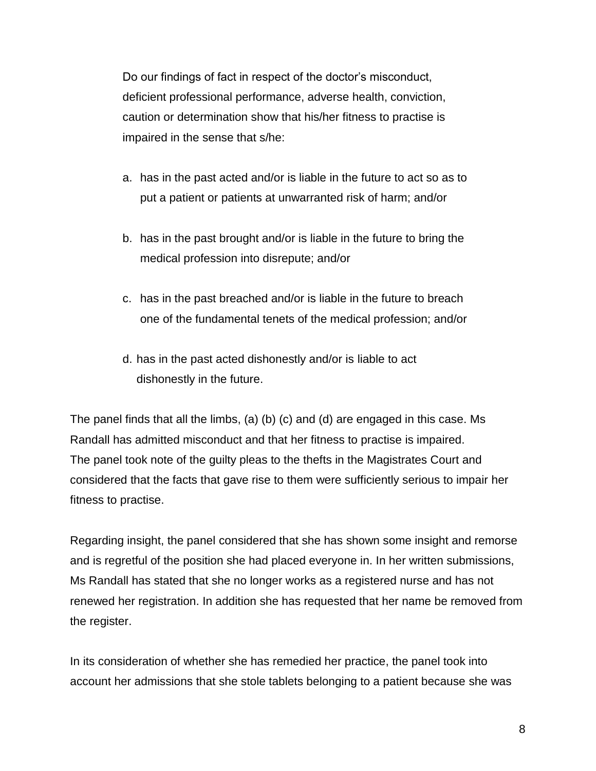> Do our findings of fact in respect of the doctor's misconduct, deficient professional performance, adverse health, conviction, caution or determination show that his/her fitness to practise is impaired in the sense that s/he:
>
> a. has in the past acted and/or is liable in the future to act so as to put a patient or patients at unwarranted risk of harm; and/or
>
> b. has in the past brought and/or is liable in the future to bring the medical profession into disrepute; and/or
>
> c. has in the past breached and/or is liable in the future to breach one of the fundamental tenets of the medical profession; and/or
>
> d. has in the past acted dishonestly and/or is liable to act dishonestly in the future.

The panel finds that all the limbs, (a) (b) (c) and (d) are engaged in this case. Ms Randall has admitted misconduct and that her fitness to practise is impaired. The panel took note of the guilty pleas to the thefts in the Magistrates Court and considered that the facts that gave rise to them were sufficiently serious to impair her fitness to practise.

Regarding insight, the panel considered that she has shown some insight and remorse and is regretful of the position she had placed everyone in. In her written submissions, Ms Randall has stated that she no longer works as a registered nurse and has not renewed her registration. In addition she has requested that her name be removed from the register.

In its consideration of whether she has remedied her practice, the panel took into account her admissions that she stole tablets belonging to a patient because she was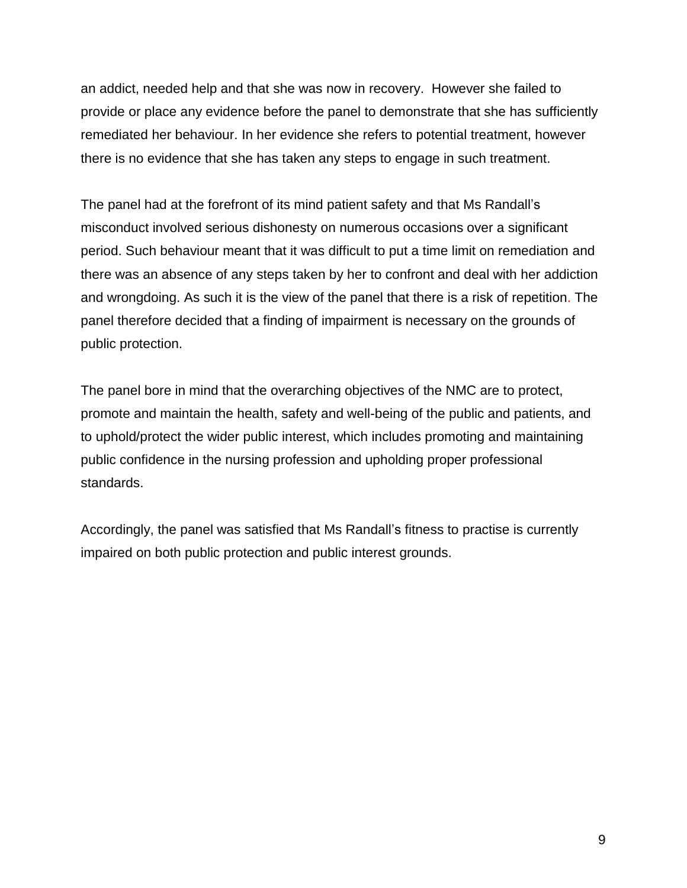an addict, needed help and that she was now in recovery. However she failed to provide or place any evidence before the panel to demonstrate that she has sufficiently remediated her behaviour. In her evidence she refers to potential treatment, however there is no evidence that she has taken any steps to engage in such treatment.

The panel had at the forefront of its mind patient safety and that Ms Randall's misconduct involved serious dishonesty on numerous occasions over a significant period. Such behaviour meant that it was difficult to put a time limit on remediation and there was an absence of any steps taken by her to confront and deal with her addiction and wrongdoing. As such it is the view of the panel that there is a risk of repetition. The panel therefore decided that a finding of impairment is necessary on the grounds of public protection.

The panel bore in mind that the overarching objectives of the NMC are to protect, promote and maintain the health, safety and well-being of the public and patients, and to uphold/protect the wider public interest, which includes promoting and maintaining public confidence in the nursing profession and upholding proper professional standards.

Accordingly, the panel was satisfied that Ms Randall's fitness to practise is currently impaired on both public protection and public interest grounds.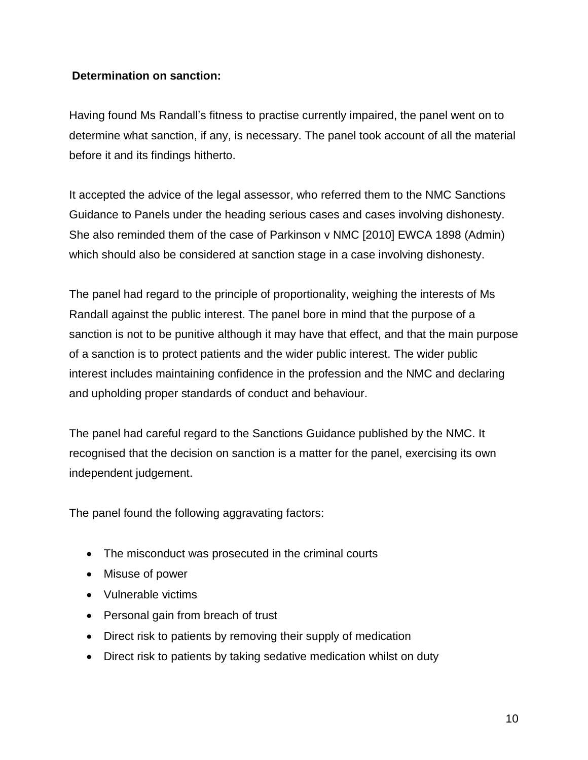**Determination on sanction:**

Having found Ms Randall's fitness to practise currently impaired, the panel went on to determine what sanction, if any, is necessary. The panel took account of all the material before it and its findings hitherto.

It accepted the advice of the legal assessor, who referred them to the NMC Sanctions Guidance to Panels under the heading serious cases and cases involving dishonesty. She also reminded them of the case of Parkinson v NMC [2010] EWCA 1898 (Admin) which should also be considered at sanction stage in a case involving dishonesty.

The panel had regard to the principle of proportionality, weighing the interests of Ms Randall against the public interest. The panel bore in mind that the purpose of a sanction is not to be punitive although it may have that effect, and that the main purpose of a sanction is to protect patients and the wider public interest. The wider public interest includes maintaining confidence in the profession and the NMC and declaring and upholding proper standards of conduct and behaviour.

The panel had careful regard to the Sanctions Guidance published by the NMC. It recognised that the decision on sanction is a matter for the panel, exercising its own independent judgement.

The panel found the following aggravating factors:

- The misconduct was prosecuted in the criminal courts
- Misuse of power
- Vulnerable victims
- Personal gain from breach of trust
- Direct risk to patients by removing their supply of medication
- Direct risk to patients by taking sedative medication whilst on duty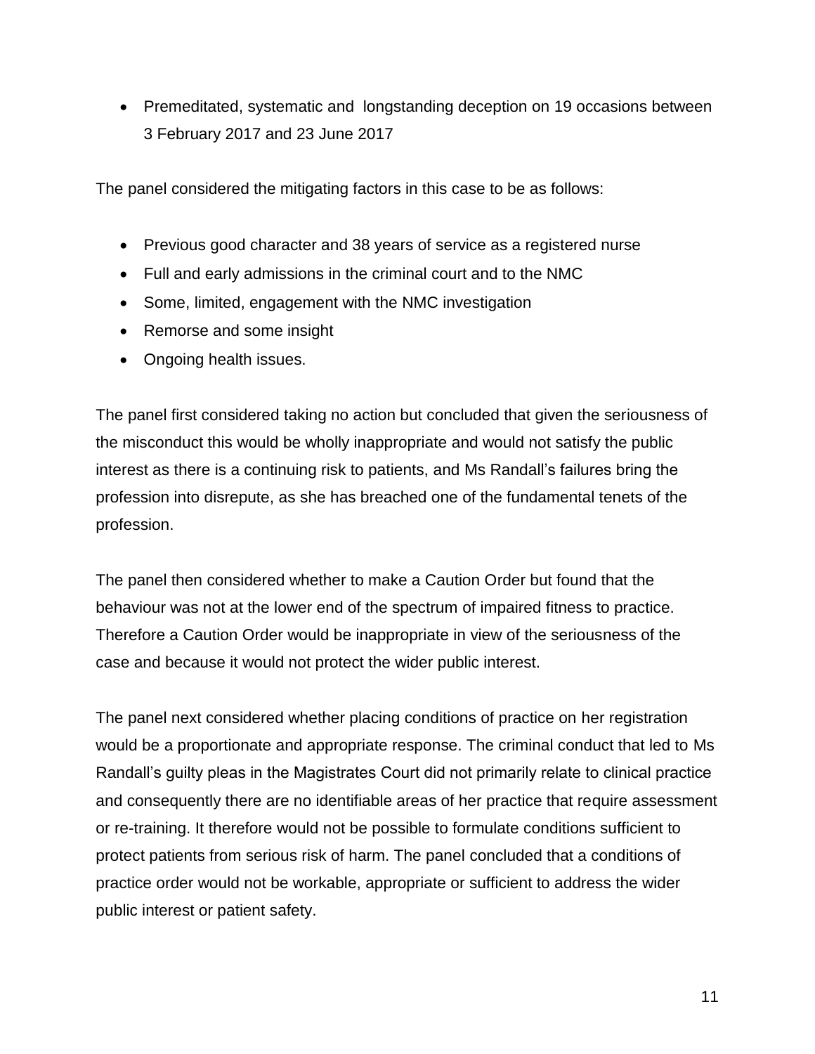- Premeditated, systematic and longstanding deception on 19 occasions between 3 February 2017 and 23 June 2017

The panel considered the mitigating factors in this case to be as follows:

- Previous good character and 38 years of service as a registered nurse
- Full and early admissions in the criminal court and to the NMC
- Some, limited, engagement with the NMC investigation
- Remorse and some insight
- Ongoing health issues.

The panel first considered taking no action but concluded that given the seriousness of the misconduct this would be wholly inappropriate and would not satisfy the public interest as there is a continuing risk to patients, and Ms Randall's failures bring the profession into disrepute, as she has breached one of the fundamental tenets of the profession.

The panel then considered whether to make a Caution Order but found that the behaviour was not at the lower end of the spectrum of impaired fitness to practice. Therefore a Caution Order would be inappropriate in view of the seriousness of the case and because it would not protect the wider public interest.

The panel next considered whether placing conditions of practice on her registration would be a proportionate and appropriate response. The criminal conduct that led to Ms Randall's guilty pleas in the Magistrates Court did not primarily relate to clinical practice and consequently there are no identifiable areas of her practice that require assessment or re-training. It therefore would not be possible to formulate conditions sufficient to protect patients from serious risk of harm. The panel concluded that a conditions of practice order would not be workable, appropriate or sufficient to address the wider public interest or patient safety.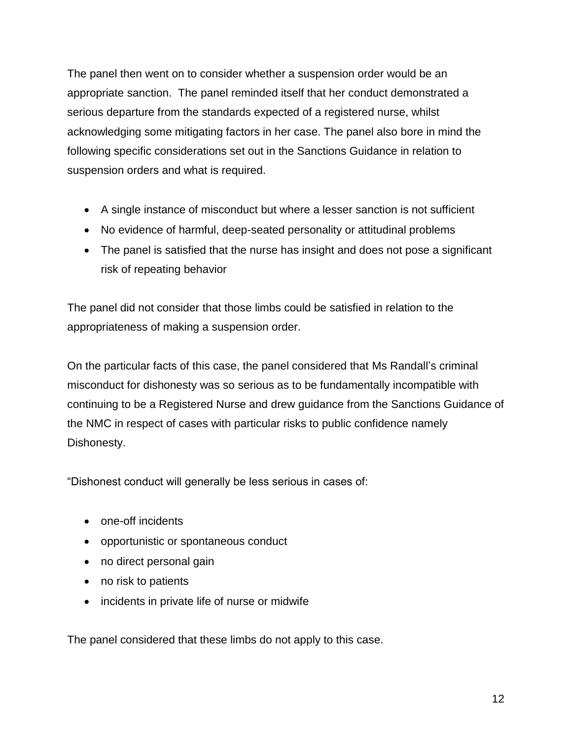The panel then went on to consider whether a suspension order would be an appropriate sanction. The panel reminded itself that her conduct demonstrated a serious departure from the standards expected of a registered nurse, whilst acknowledging some mitigating factors in her case. The panel also bore in mind the following specific considerations set out in the Sanctions Guidance in relation to suspension orders and what is required.

- A single instance of misconduct but where a lesser sanction is not sufficient
- No evidence of harmful, deep-seated personality or attitudinal problems
- The panel is satisfied that the nurse has insight and does not pose a significant risk of repeating behavior

The panel did not consider that those limbs could be satisfied in relation to the appropriateness of making a suspension order.

On the particular facts of this case, the panel considered that Ms Randall's criminal misconduct for dishonesty was so serious as to be fundamentally incompatible with continuing to be a Registered Nurse and drew guidance from the Sanctions Guidance of the NMC in respect of cases with particular risks to public confidence namely Dishonesty.

"Dishonest conduct will generally be less serious in cases of:

- one-off incidents
- opportunistic or spontaneous conduct
- no direct personal gain
- no risk to patients
- incidents in private life of nurse or midwife

The panel considered that these limbs do not apply to this case.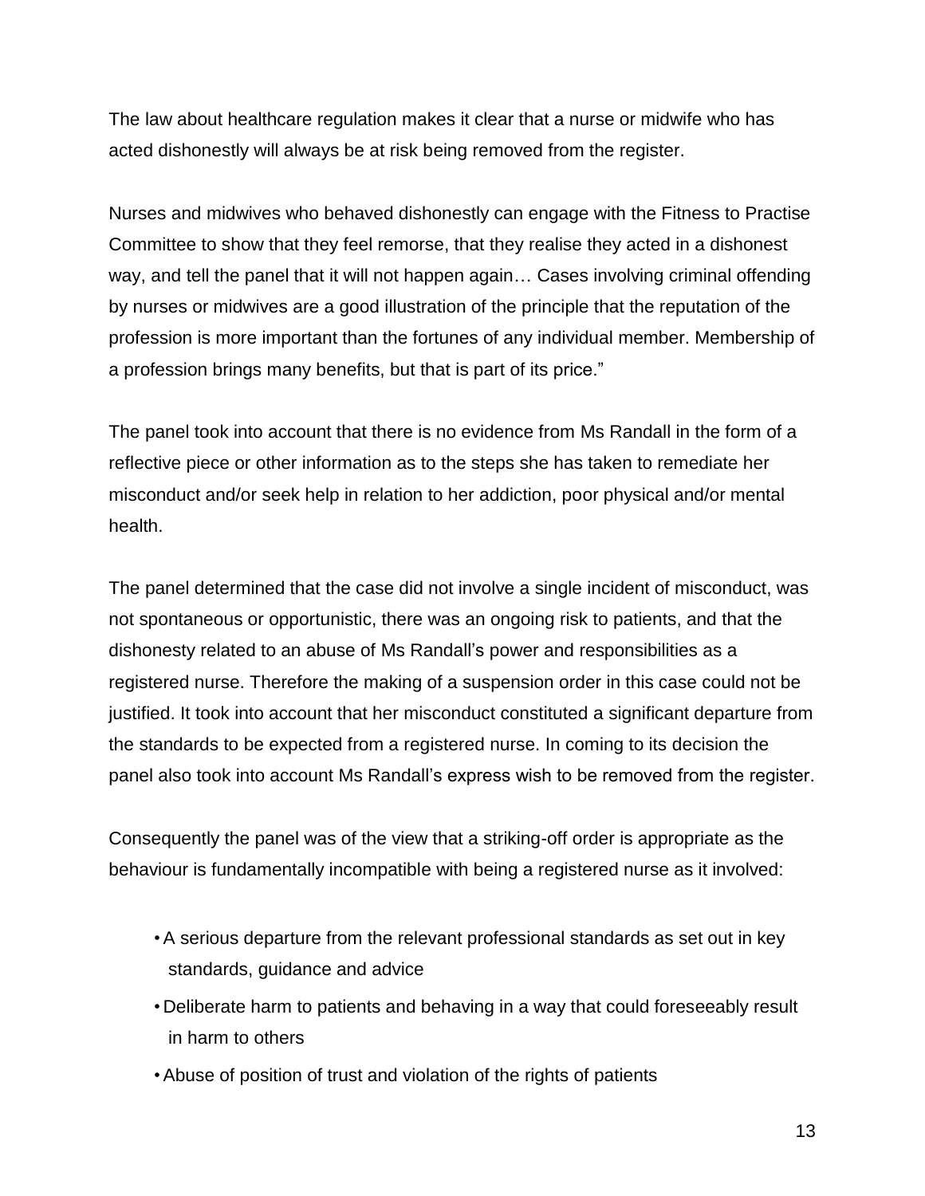The law about healthcare regulation makes it clear that a nurse or midwife who has acted dishonestly will always be at risk being removed from the register.

Nurses and midwives who behaved dishonestly can engage with the Fitness to Practise Committee to show that they feel remorse, that they realise they acted in a dishonest way, and tell the panel that it will not happen again… Cases involving criminal offending by nurses or midwives are a good illustration of the principle that the reputation of the profession is more important than the fortunes of any individual member. Membership of a profession brings many benefits, but that is part of its price."

The panel took into account that there is no evidence from Ms Randall in the form of a reflective piece or other information as to the steps she has taken to remediate her misconduct and/or seek help in relation to her addiction, poor physical and/or mental health.

The panel determined that the case did not involve a single incident of misconduct, was not spontaneous or opportunistic, there was an ongoing risk to patients, and that the dishonesty related to an abuse of Ms Randall's power and responsibilities as a registered nurse. Therefore the making of a suspension order in this case could not be justified. It took into account that her misconduct constituted a significant departure from the standards to be expected from a registered nurse. In coming to its decision the panel also took into account Ms Randall's express wish to be removed from the register.

Consequently the panel was of the view that a striking-off order is appropriate as the behaviour is fundamentally incompatible with being a registered nurse as it involved:

- A serious departure from the relevant professional standards as set out in key standards, guidance and advice
- Deliberate harm to patients and behaving in a way that could foreseeably result in harm to others
- Abuse of position of trust and violation of the rights of patients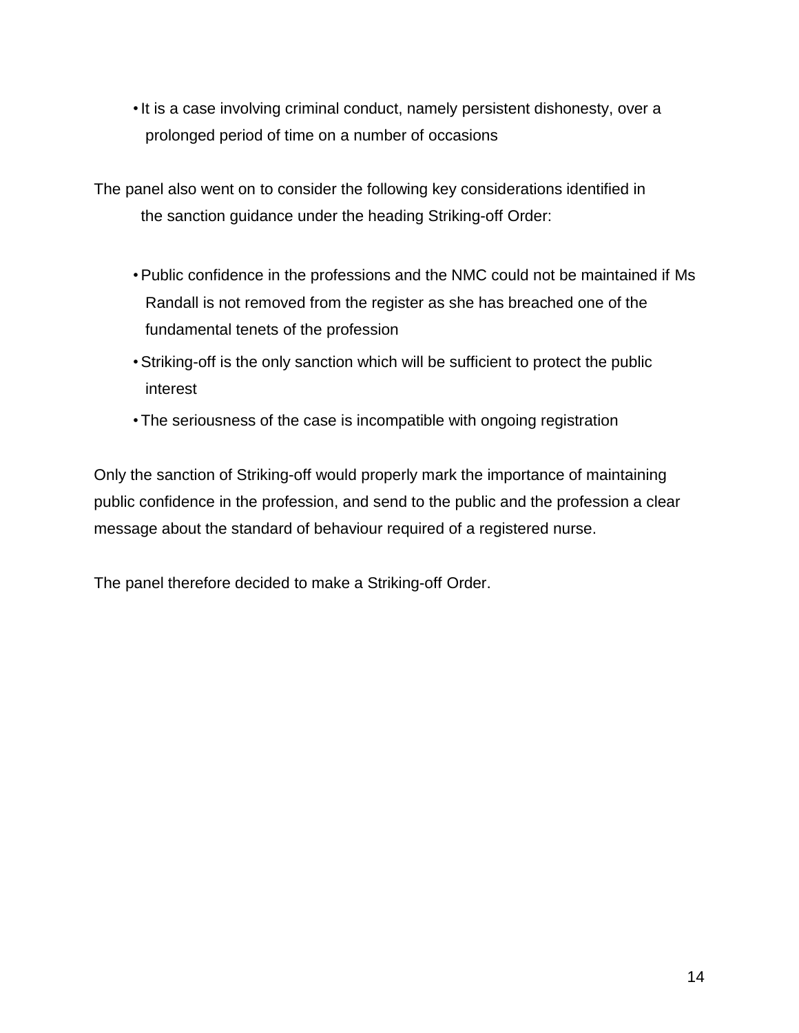- It is a case involving criminal conduct, namely persistent dishonesty, over a prolonged period of time on a number of occasions

The panel also went on to consider the following key considerations identified in the sanction guidance under the heading Striking-off Order:

- Public confidence in the professions and the NMC could not be maintained if Ms Randall is not removed from the register as she has breached one of the fundamental tenets of the profession
- Striking-off is the only sanction which will be sufficient to protect the public interest
- The seriousness of the case is incompatible with ongoing registration

Only the sanction of Striking-off would properly mark the importance of maintaining public confidence in the profession, and send to the public and the profession a clear message about the standard of behaviour required of a registered nurse.

The panel therefore decided to make a Striking-off Order.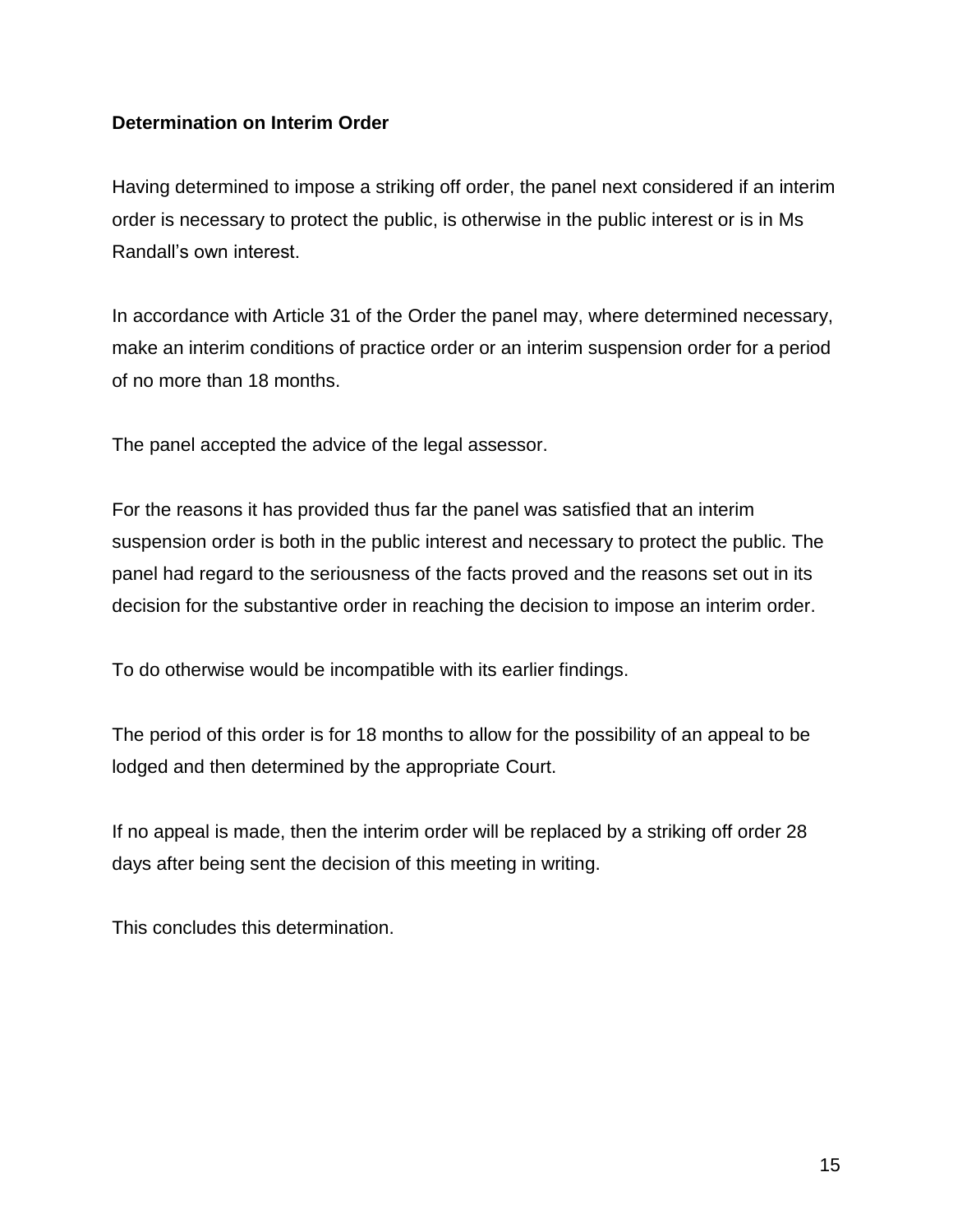**Determination on Interim Order**

Having determined to impose a striking off order, the panel next considered if an interim order is necessary to protect the public, is otherwise in the public interest or is in Ms Randall's own interest.

In accordance with Article 31 of the Order the panel may, where determined necessary, make an interim conditions of practice order or an interim suspension order for a period of no more than 18 months.

The panel accepted the advice of the legal assessor.

For the reasons it has provided thus far the panel was satisfied that an interim suspension order is both in the public interest and necessary to protect the public. The panel had regard to the seriousness of the facts proved and the reasons set out in its decision for the substantive order in reaching the decision to impose an interim order.

To do otherwise would be incompatible with its earlier findings.

The period of this order is for 18 months to allow for the possibility of an appeal to be lodged and then determined by the appropriate Court.

If no appeal is made, then the interim order will be replaced by a striking off order 28 days after being sent the decision of this meeting in writing.

This concludes this determination.